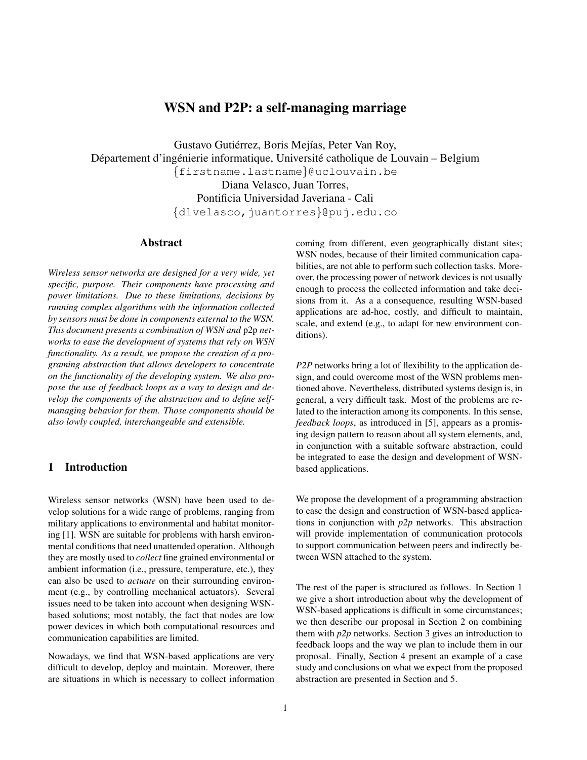# WSN and P2P: a self-managing marriage

Gustavo Gutiérrez, Boris Mejías, Peter Van Roy,
Département d'ingénierie informatique, Université catholique de Louvain – Belgium
{firstname.lastname}@uclouvain.be
Diana Velasco, Juan Torres,
Pontificia Universidad Javeriana - Cali
{dlvelasco,juantorres}@puj.edu.co

## Abstract

*Wireless sensor networks are designed for a very wide, yet specific, purpose. Their components have processing and power limitations. Due to these limitations, decisions by running complex algorithms with the information collected by sensors must be done in components external to the WSN. This document presents a combination of WSN and* p2p *networks to ease the development of systems that rely on WSN functionality. As a result, we propose the creation of a programing abstraction that allows developers to concentrate on the functionality of the developing system. We also propose the use of feedback loops as a way to design and develop the components of the abstraction and to define self-managing behavior for them. Those components should be also lowly coupled, interchangeable and extensible.*

## 1 Introduction

Wireless sensor networks (WSN) have been used to develop solutions for a wide range of problems, ranging from military applications to environmental and habitat monitoring [1]. WSN are suitable for problems with harsh environmental conditions that need unattended operation. Although they are mostly used to *collect* fine grained environmental or ambient information (i.e., pressure, temperature, etc.), they can also be used to *actuate* on their surrounding environment (e.g., by controlling mechanical actuators). Several issues need to be taken into account when designing WSN-based solutions; most notably, the fact that nodes are low power devices in which both computational resources and communication capabilities are limited.

Nowadays, we find that WSN-based applications are very difficult to develop, deploy and maintain. Moreover, there are situations in which is necessary to collect information coming from different, even geographically distant sites; WSN nodes, because of their limited communication capabilities, are not able to perform such collection tasks. Moreover, the processing power of network devices is not usually enough to process the collected information and take decisions from it. As a a consequence, resulting WSN-based applications are ad-hoc, costly, and difficult to maintain, scale, and extend (e.g., to adapt for new environment conditions).

*P2P* networks bring a lot of flexibility to the application design, and could overcome most of the WSN problems mentioned above. Nevertheless, distributed systems design is, in general, a very difficult task. Most of the problems are related to the interaction among its components. In this sense, *feedback loops*, as introduced in [5], appears as a promising design pattern to reason about all system elements, and, in conjunction with a suitable software abstraction, could be integrated to ease the design and development of WSN-based applications.

We propose the development of a programming abstraction to ease the design and construction of WSN-based applications in conjunction with *p2p* networks. This abstraction will provide implementation of communication protocols to support communication between peers and indirectly between WSN attached to the system.

The rest of the paper is structured as follows. In Section 1 we give a short introduction about why the development of WSN-based applications is difficult in some circumstances; we then describe our proposal in Section 2 on combining them with *p2p* networks. Section 3 gives an introduction to feedback loops and the way we plan to include them in our proposal. Finally, Section 4 present an example of a case study and conclusions on what we expect from the proposed abstraction are presented in Section and 5.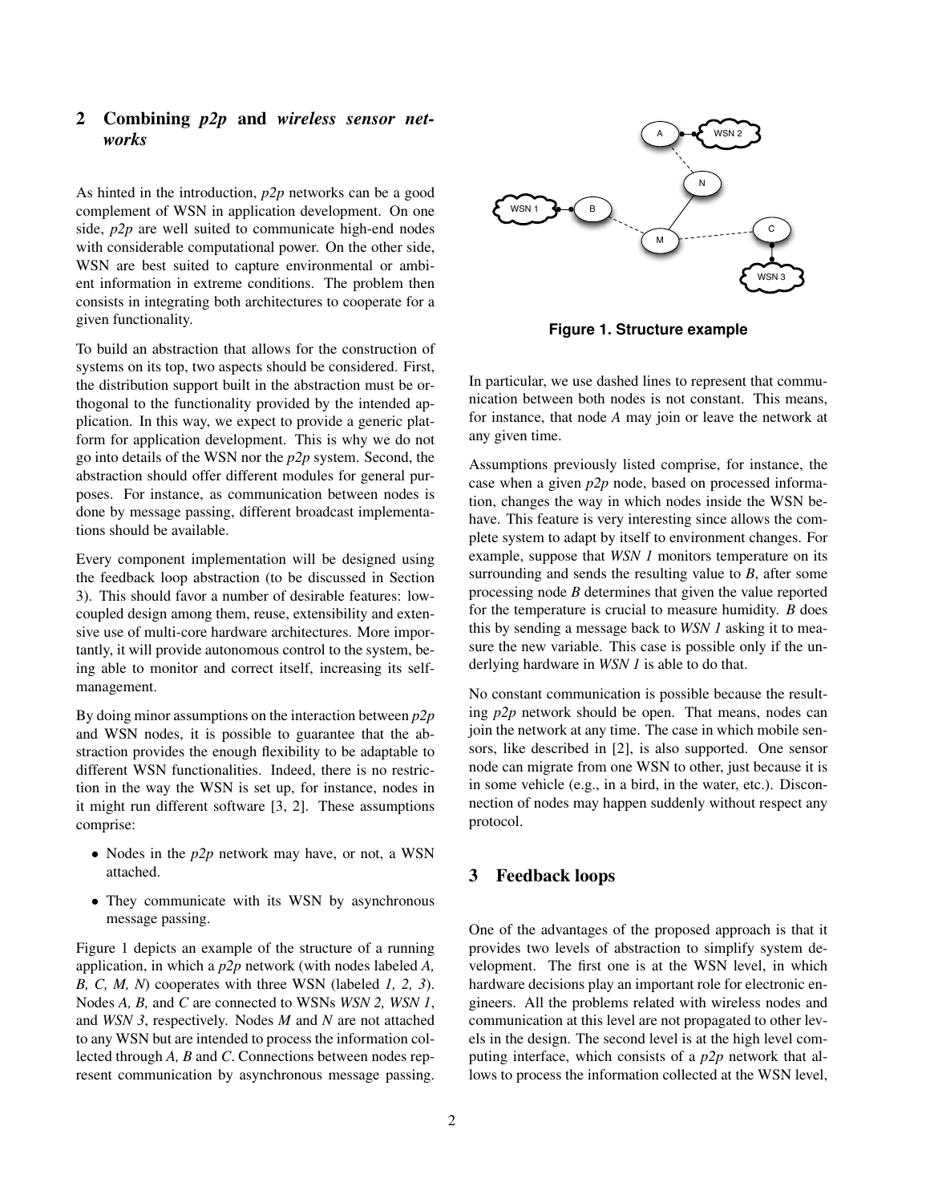## 2 Combining *p2p* and *wireless sensor networks*

As hinted in the introduction, *p2p* networks can be a good complement of WSN in application development. On one side, *p2p* are well suited to communicate high-end nodes with considerable computational power. On the other side, WSN are best suited to capture environmental or ambient information in extreme conditions. The problem then consists in integrating both architectures to cooperate for a given functionality.

To build an abstraction that allows for the construction of systems on its top, two aspects should be considered. First, the distribution support built in the abstraction must be orthogonal to the functionality provided by the intended application. In this way, we expect to provide a generic platform for application development. This is why we do not go into details of the WSN nor the *p2p* system. Second, the abstraction should offer different modules for general purposes. For instance, as communication between nodes is done by message passing, different broadcast implementations should be available.

Every component implementation will be designed using the feedback loop abstraction (to be discussed in Section 3). This should favor a number of desirable features: low-coupled design among them, reuse, extensibility and extensive use of multi-core hardware architectures. More importantly, it will provide autonomous control to the system, being able to monitor and correct itself, increasing its self-management.

By doing minor assumptions on the interaction between *p2p* and WSN nodes, it is possible to guarantee that the abstraction provides the enough flexibility to be adaptable to different WSN functionalities. Indeed, there is no restriction in the way the WSN is set up, for instance, nodes in it might run different software [3, 2]. These assumptions comprise:

- Nodes in the *p2p* network may have, or not, a WSN attached.
- They communicate with its WSN by asynchronous message passing.

Figure 1 depicts an example of the structure of a running application, in which a *p2p* network (with nodes labeled *A, B, C, M, N*) cooperates with three WSN (labeled *1, 2, 3*). Nodes *A, B,* and *C* are connected to WSNs *WSN 2, WSN 1*, and *WSN 3*, respectively. Nodes *M* and *N* are not attached to any WSN but are intended to process the information collected through *A, B* and *C*. Connections between nodes represent communication by asynchronous message passing.

**Figure 1. Structure example**

In particular, we use dashed lines to represent that communication between both nodes is not constant. This means, for instance, that node *A* may join or leave the network at any given time.

Assumptions previously listed comprise, for instance, the case when a given *p2p* node, based on processed information, changes the way in which nodes inside the WSN behave. This feature is very interesting since allows the complete system to adapt by itself to environment changes. For example, suppose that *WSN 1* monitors temperature on its surrounding and sends the resulting value to *B*, after some processing node *B* determines that given the value reported for the temperature is crucial to measure humidity. *B* does this by sending a message back to *WSN 1* asking it to measure the new variable. This case is possible only if the underlying hardware in *WSN 1* is able to do that.

No constant communication is possible because the resulting *p2p* network should be open. That means, nodes can join the network at any time. The case in which mobile sensors, like described in [2], is also supported. One sensor node can migrate from one WSN to other, just because it is in some vehicle (e.g., in a bird, in the water, etc.). Disconnection of nodes may happen suddenly without respect any protocol.

## 3 Feedback loops

One of the advantages of the proposed approach is that it provides two levels of abstraction to simplify system development. The first one is at the WSN level, in which hardware decisions play an important role for electronic engineers. All the problems related with wireless nodes and communication at this level are not propagated to other levels in the design. The second level is at the high level computing interface, which consists of a *p2p* network that allows to process the information collected at the WSN level,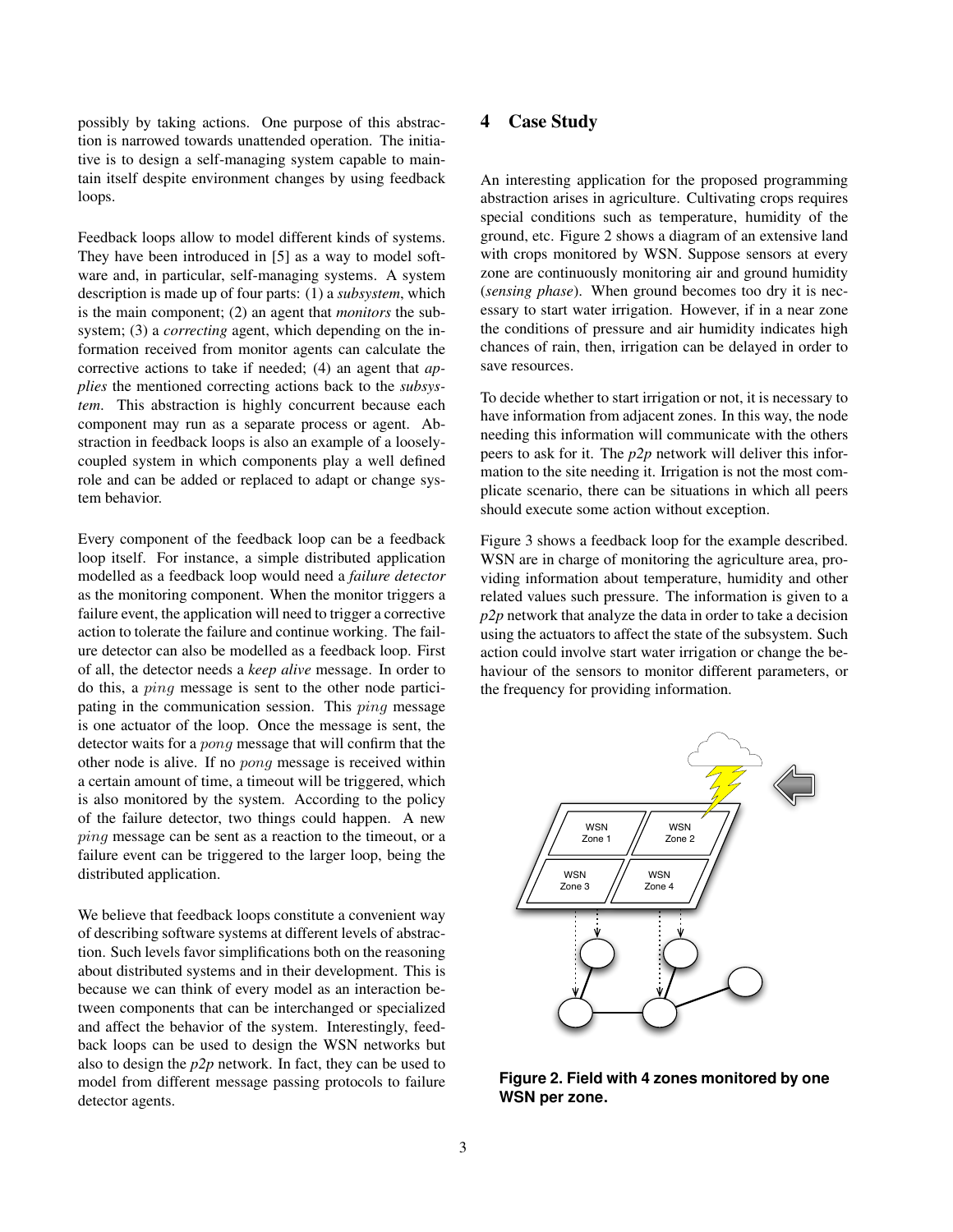possibly by taking actions. One purpose of this abstraction is narrowed towards unattended operation. The initiative is to design a self-managing system capable to maintain itself despite environment changes by using feedback loops.

Feedback loops allow to model different kinds of systems. They have been introduced in [5] as a way to model software and, in particular, self-managing systems. A system description is made up of four parts: (1) a *subsystem*, which is the main component; (2) an agent that *monitors* the subsystem; (3) a *correcting* agent, which depending on the information received from monitor agents can calculate the corrective actions to take if needed; (4) an agent that *applies* the mentioned correcting actions back to the *subsystem*. This abstraction is highly concurrent because each component may run as a separate process or agent. Abstraction in feedback loops is also an example of a loosely-coupled system in which components play a well defined role and can be added or replaced to adapt or change system behavior.

Every component of the feedback loop can be a feedback loop itself. For instance, a simple distributed application modelled as a feedback loop would need a *failure detector* as the monitoring component. When the monitor triggers a failure event, the application will need to trigger a corrective action to tolerate the failure and continue working. The failure detector can also be modelled as a feedback loop. First of all, the detector needs a *keep alive* message. In order to do this, a $ping$ message is sent to the other node participating in the communication session. This $ping$ message is one actuator of the loop. Once the message is sent, the detector waits for a $pong$ message that will confirm that the other node is alive. If no $pong$ message is received within a certain amount of time, a timeout will be triggered, which is also monitored by the system. According to the policy of the failure detector, two things could happen. A new $ping$ message can be sent as a reaction to the timeout, or a failure event can be triggered to the larger loop, being the distributed application.

We believe that feedback loops constitute a convenient way of describing software systems at different levels of abstraction. Such levels favor simplifications both on the reasoning about distributed systems and in their development. This is because we can think of every model as an interaction between components that can be interchanged or specialized and affect the behavior of the system. Interestingly, feedback loops can be used to design the WSN networks but also to design the *p2p* network. In fact, they can be used to model from different message passing protocols to failure detector agents.

## 4 Case Study

An interesting application for the proposed programming abstraction arises in agriculture. Cultivating crops requires special conditions such as temperature, humidity of the ground, etc. Figure 2 shows a diagram of an extensive land with crops monitored by WSN. Suppose sensors at every zone are continuously monitoring air and ground humidity (*sensing phase*). When ground becomes too dry it is necessary to start water irrigation. However, if in a near zone the conditions of pressure and air humidity indicates high chances of rain, then, irrigation can be delayed in order to save resources.

To decide whether to start irrigation or not, it is necessary to have information from adjacent zones. In this way, the node needing this information will communicate with the others peers to ask for it. The *p2p* network will deliver this information to the site needing it. Irrigation is not the most complicate scenario, there can be situations in which all peers should execute some action without exception.

Figure 3 shows a feedback loop for the example described. WSN are in charge of monitoring the agriculture area, providing information about temperature, humidity and other related values such pressure. The information is given to a *p2p* network that analyze the data in order to take a decision using the actuators to affect the state of the subsystem. Such action could involve start water irrigation or change the behaviour of the sensors to monitor different parameters, or the frequency for providing information.

WSN Zone 1
WSN Zone 2
WSN Zone 3
WSN Zone 4

**Figure 2. Field with 4 zones monitored by one WSN per zone.**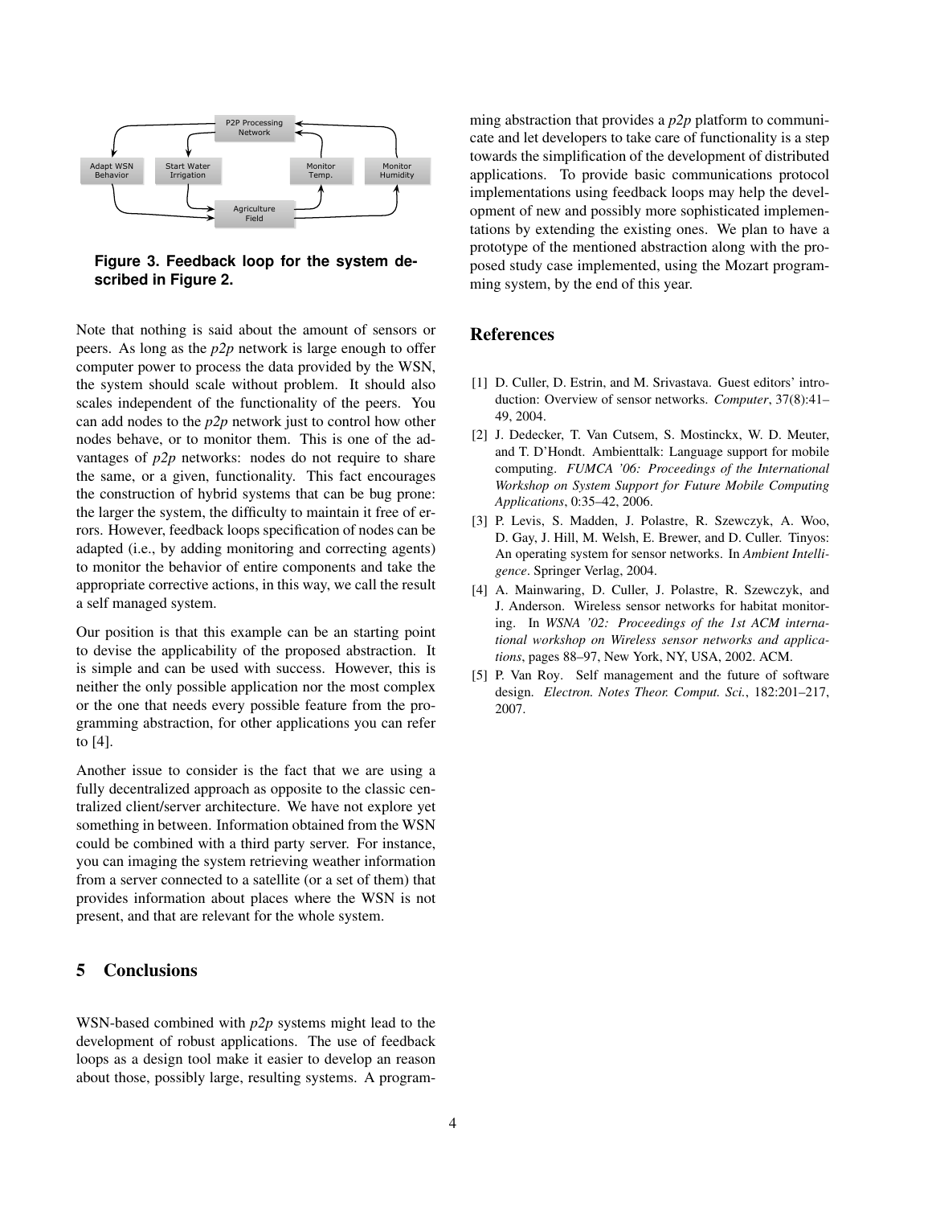P2P Processing Network

Adapt WSN Behavior

Start Water Irrigation

Monitor Temp.

Monitor Humidity

Agriculture Field

**Figure 3. Feedback loop for the system described in Figure 2.**

Note that nothing is said about the amount of sensors or peers. As long as the *p2p* network is large enough to offer computer power to process the data provided by the WSN, the system should scale without problem. It should also scales independent of the functionality of the peers. You can add nodes to the *p2p* network just to control how other nodes behave, or to monitor them. This is one of the advantages of *p2p* networks: nodes do not require to share the same, or a given, functionality. This fact encourages the construction of hybrid systems that can be bug prone: the larger the system, the difficulty to maintain it free of errors. However, feedback loops specification of nodes can be adapted (i.e., by adding monitoring and correcting agents) to monitor the behavior of entire components and take the appropriate corrective actions, in this way, we call the result a self managed system.

Our position is that this example can be an starting point to devise the applicability of the proposed abstraction. It is simple and can be used with success. However, this is neither the only possible application nor the most complex or the one that needs every possible feature from the programming abstraction, for other applications you can refer to [4].

Another issue to consider is the fact that we are using a fully decentralized approach as opposite to the classic centralized client/server architecture. We have not explore yet something in between. Information obtained from the WSN could be combined with a third party server. For instance, you can imaging the system retrieving weather information from a server connected to a satellite (or a set of them) that provides information about places where the WSN is not present, and that are relevant for the whole system.

## 5 Conclusions

WSN-based combined with *p2p* systems might lead to the development of robust applications. The use of feedback loops as a design tool make it easier to develop an reason about those, possibly large, resulting systems. A programming abstraction that provides a *p2p* platform to communicate and let developers to take care of functionality is a step towards the simplification of the development of distributed applications. To provide basic communications protocol implementations using feedback loops may help the development of new and possibly more sophisticated implementations by extending the existing ones. We plan to have a prototype of the mentioned abstraction along with the proposed study case implemented, using the Mozart programming system, by the end of this year.

## References

[1] D. Culler, D. Estrin, and M. Srivastava. Guest editors' introduction: Overview of sensor networks. *Computer*, 37(8):41–49, 2004.

[2] J. Dedecker, T. Van Cutsem, S. Mostinckx, W. D. Meuter, and T. D'Hondt. Ambienttalk: Language support for mobile computing. *FUMCA '06: Proceedings of the International Workshop on System Support for Future Mobile Computing Applications*, 0:35–42, 2006.

[3] P. Levis, S. Madden, J. Polastre, R. Szewczyk, A. Woo, D. Gay, J. Hill, M. Welsh, E. Brewer, and D. Culler. Tinyos: An operating system for sensor networks. In *Ambient Intelligence*. Springer Verlag, 2004.

[4] A. Mainwaring, D. Culler, J. Polastre, R. Szewczyk, and J. Anderson. Wireless sensor networks for habitat monitoring. In *WSNA '02: Proceedings of the 1st ACM international workshop on Wireless sensor networks and applications*, pages 88–97, New York, NY, USA, 2002. ACM.

[5] P. Van Roy. Self management and the future of software design. *Electron. Notes Theor. Comput. Sci.*, 182:201–217, 2007.